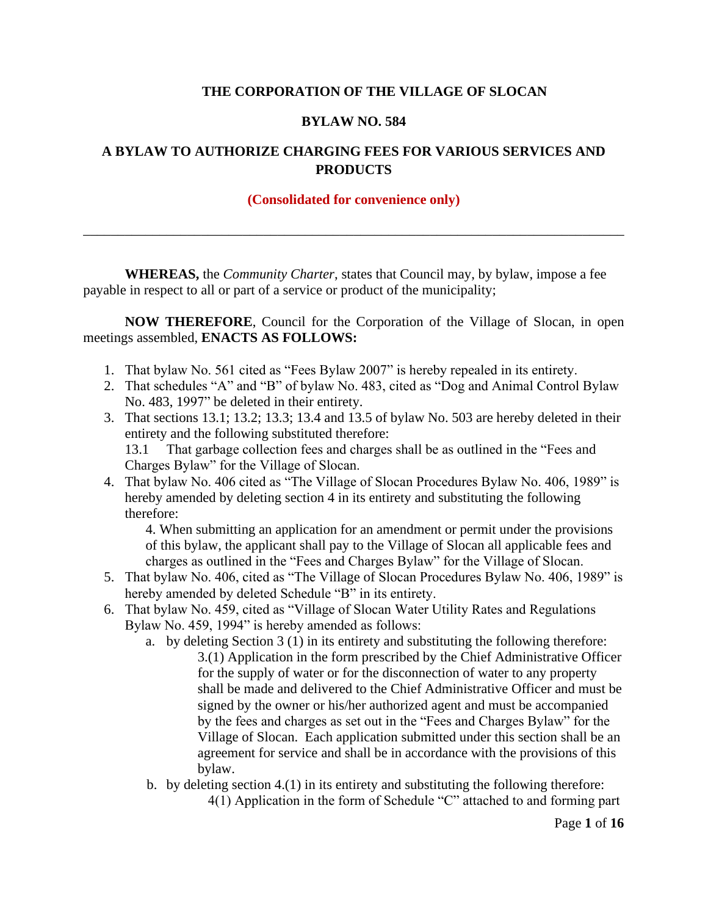# THE CORPORATION OF THE VILLAGE OF SLOCAN

## BYLAW NO. 584

## A BYLAW TO AUTHORIZE CHARGING FEES FOR VARIOUS SERVICES AND PRODUCTS

**(Consolidated for convenience only)**

---

**WHEREAS,** the *Community Charter*, states that Council may, by bylaw, impose a fee payable in respect to all or part of a service or product of the municipality;

**NOW THEREFORE**, Council for the Corporation of the Village of Slocan, in open meetings assembled, **ENACTS AS FOLLOWS:**

1. That bylaw No. 561 cited as "Fees Bylaw 2007" is hereby repealed in its entirety.
2. That schedules "A" and "B" of bylaw No. 483, cited as "Dog and Animal Control Bylaw No. 483, 1997" be deleted in their entirety.
3. That sections 13.1; 13.2; 13.3; 13.4 and 13.5 of bylaw No. 503 are hereby deleted in their entirety and the following substituted therefore:
   13.1 That garbage collection fees and charges shall be as outlined in the "Fees and Charges Bylaw" for the Village of Slocan.
4. That bylaw No. 406 cited as "The Village of Slocan Procedures Bylaw No. 406, 1989" is hereby amended by deleting section 4 in its entirety and substituting the following therefore:

   4. When submitting an application for an amendment or permit under the provisions of this bylaw, the applicant shall pay to the Village of Slocan all applicable fees and charges as outlined in the "Fees and Charges Bylaw" for the Village of Slocan.
5. That bylaw No. 406, cited as "The Village of Slocan Procedures Bylaw No. 406, 1989" is hereby amended by deleted Schedule "B" in its entirety.
6. That bylaw No. 459, cited as "Village of Slocan Water Utility Rates and Regulations Bylaw No. 459, 1994" is hereby amended as follows:
   a. by deleting Section 3 (1) in its entirety and substituting the following therefore:

      3.(1) Application in the form prescribed by the Chief Administrative Officer for the supply of water or for the disconnection of water to any property shall be made and delivered to the Chief Administrative Officer and must be signed by the owner or his/her authorized agent and must be accompanied by the fees and charges as set out in the "Fees and Charges Bylaw" for the Village of Slocan. Each application submitted under this section shall be an agreement for service and shall be in accordance with the provisions of this bylaw.
   b. by deleting section 4.(1) in its entirety and substituting the following therefore:

      4(1) Application in the form of Schedule "C" attached to and forming part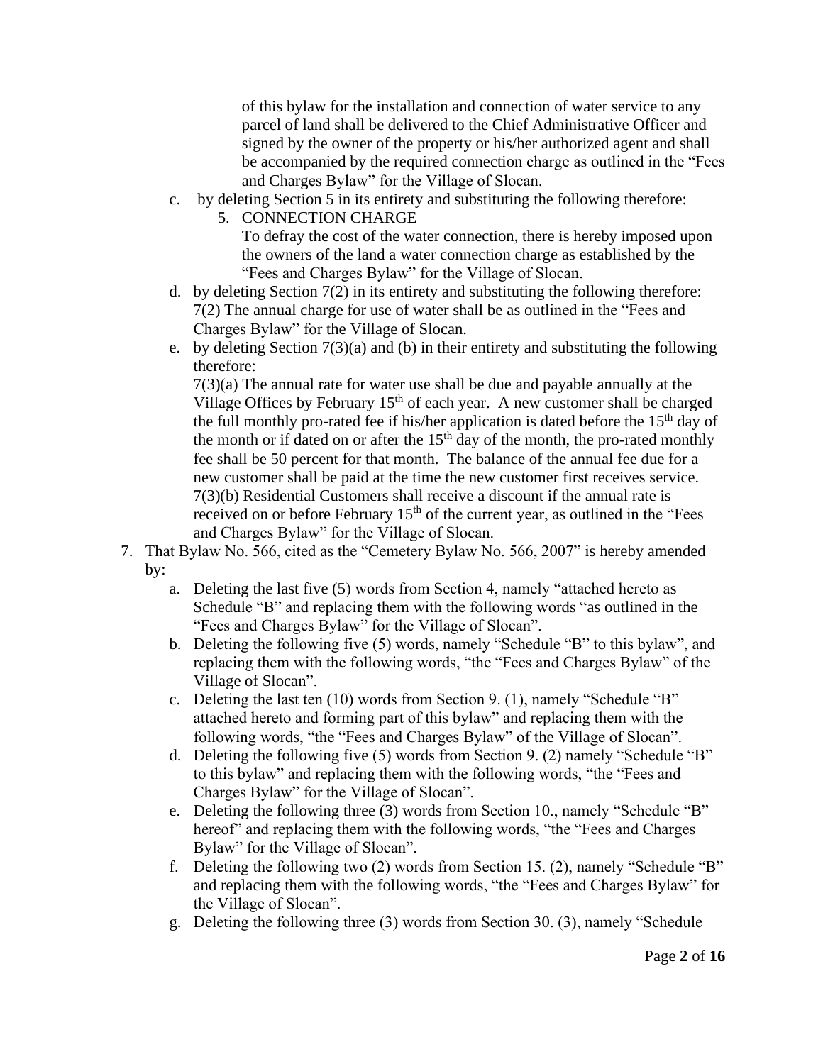of this bylaw for the installation and connection of water service to any parcel of land shall be delivered to the Chief Administrative Officer and signed by the owner of the property or his/her authorized agent and shall be accompanied by the required connection charge as outlined in the "Fees and Charges Bylaw" for the Village of Slocan.

c. by deleting Section 5 in its entirety and substituting the following therefore:

   5. CONNECTION CHARGE

   To defray the cost of the water connection, there is hereby imposed upon the owners of the land a water connection charge as established by the "Fees and Charges Bylaw" for the Village of Slocan.

d. by deleting Section 7(2) in its entirety and substituting the following therefore:

   7(2) The annual charge for use of water shall be as outlined in the "Fees and Charges Bylaw" for the Village of Slocan.

e. by deleting Section 7(3)(a) and (b) in their entirety and substituting the following therefore:

   7(3)(a) The annual rate for water use shall be due and payable annually at the Village Offices by February 15th of each year. A new customer shall be charged the full monthly pro-rated fee if his/her application is dated before the 15th day of the month or if dated on or after the 15th day of the month, the pro-rated monthly fee shall be 50 percent for that month. The balance of the annual fee due for a new customer shall be paid at the time the new customer first receives service.

   7(3)(b) Residential Customers shall receive a discount if the annual rate is received on or before February 15th of the current year, as outlined in the "Fees and Charges Bylaw" for the Village of Slocan.

7. That Bylaw No. 566, cited as the "Cemetery Bylaw No. 566, 2007" is hereby amended by:
   a. Deleting the last five (5) words from Section 4, namely "attached hereto as Schedule "B" and replacing them with the following words "as outlined in the "Fees and Charges Bylaw" for the Village of Slocan".
   b. Deleting the following five (5) words, namely "Schedule "B" to this bylaw", and replacing them with the following words, "the "Fees and Charges Bylaw" of the Village of Slocan".
   c. Deleting the last ten (10) words from Section 9. (1), namely "Schedule "B" attached hereto and forming part of this bylaw" and replacing them with the following words, "the "Fees and Charges Bylaw" of the Village of Slocan".
   d. Deleting the following five (5) words from Section 9. (2) namely "Schedule "B" to this bylaw" and replacing them with the following words, "the "Fees and Charges Bylaw" for the Village of Slocan".
   e. Deleting the following three (3) words from Section 10., namely "Schedule "B" hereof" and replacing them with the following words, "the "Fees and Charges Bylaw" for the Village of Slocan".
   f. Deleting the following two (2) words from Section 15. (2), namely "Schedule "B" and replacing them with the following words, "the "Fees and Charges Bylaw" for the Village of Slocan".
   g. Deleting the following three (3) words from Section 30. (3), namely "Schedule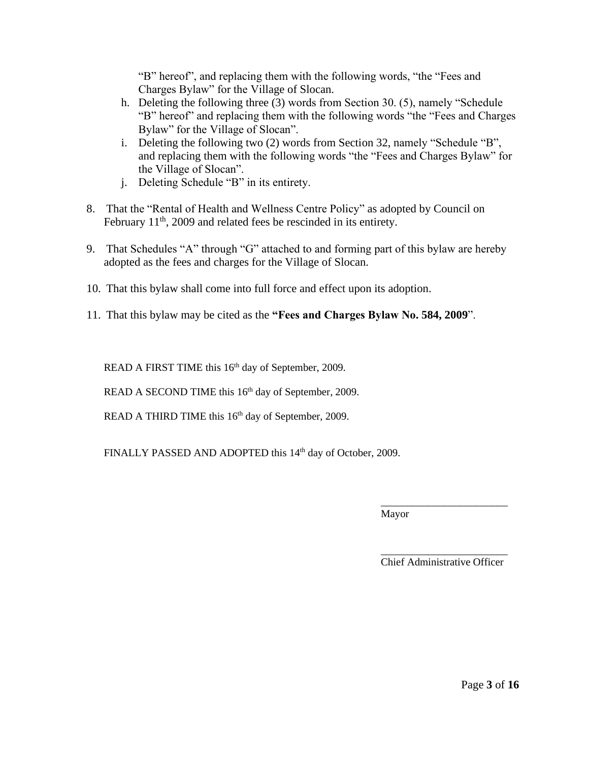"B" hereof", and replacing them with the following words, "the "Fees and Charges Bylaw" for the Village of Slocan.

h. Deleting the following three (3) words from Section 30. (5), namely "Schedule "B" hereof" and replacing them with the following words "the "Fees and Charges Bylaw" for the Village of Slocan".
i. Deleting the following two (2) words from Section 32, namely "Schedule "B", and replacing them with the following words "the "Fees and Charges Bylaw" for the Village of Slocan".
j. Deleting Schedule "B" in its entirety.

8. That the "Rental of Health and Wellness Centre Policy" as adopted by Council on February 11th, 2009 and related fees be rescinded in its entirety.

9. That Schedules "A" through "G" attached to and forming part of this bylaw are hereby adopted as the fees and charges for the Village of Slocan.

10. That this bylaw shall come into full force and effect upon its adoption.

11. That this bylaw may be cited as the **"Fees and Charges Bylaw No. 584, 2009"**.

READ A FIRST TIME this 16th day of September, 2009.

READ A SECOND TIME this 16th day of September, 2009.

READ A THIRD TIME this 16th day of September, 2009.

FINALLY PASSED AND ADOPTED this 14th day of October, 2009.

\_\_\_\_\_\_\_\_\_\_\_\_\_\_\_\_\_\_\_\_\_\_\_\_
Mayor

\_\_\_\_\_\_\_\_\_\_\_\_\_\_\_\_\_\_\_\_\_\_\_\_
Chief Administrative Officer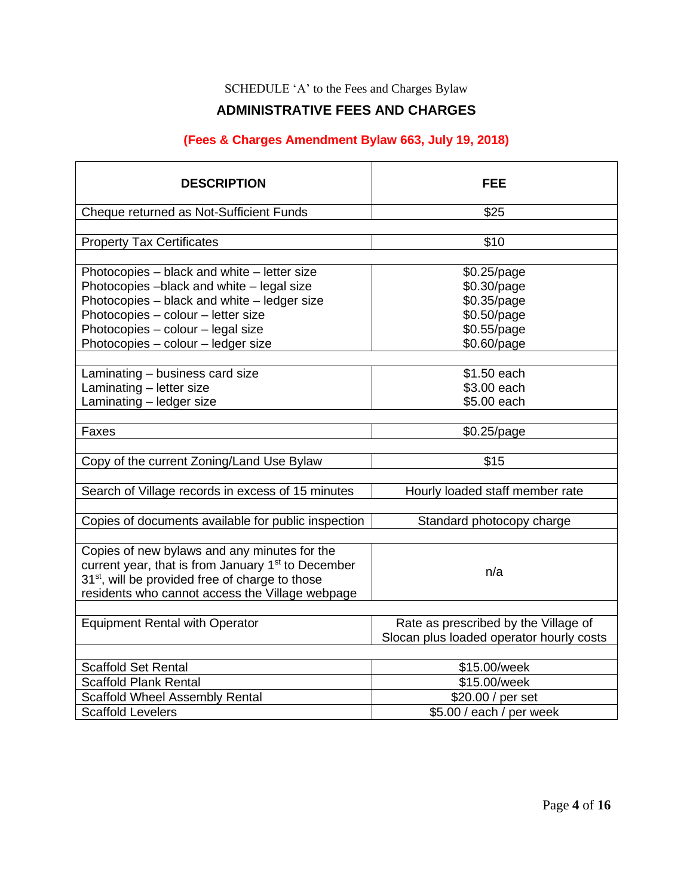SCHEDULE 'A' to the Fees and Charges Bylaw

## ADMINISTRATIVE FEES AND CHARGES

**(Fees & Charges Amendment Bylaw 663, July 19, 2018)**

| DESCRIPTION | FEE |
|---|---|
| Cheque returned as Not-Sufficient Funds | $25 |
| | |
| Property Tax Certificates | $10 |
| | |
| Photocopies – black and white – letter size<br>Photocopies –black and white – legal size<br>Photocopies – black and white – ledger size<br>Photocopies – colour – letter size<br>Photocopies – colour – legal size<br>Photocopies – colour – ledger size | $0.25/page<br>$0.30/page<br>$0.35/page<br>$0.50/page<br>$0.55/page<br>$0.60/page |
| | |
| Laminating – business card size<br>Laminating – letter size<br>Laminating – ledger size | $1.50 each<br>$3.00 each<br>$5.00 each |
| | |
| Faxes | $0.25/page |
| | |
| Copy of the current Zoning/Land Use Bylaw | $15 |
| | |
| Search of Village records in excess of 15 minutes | Hourly loaded staff member rate |
| | |
| Copies of documents available for public inspection | Standard photocopy charge |
| | |
| Copies of new bylaws and any minutes for the current year, that is from January 1st to December 31st, will be provided free of charge to those residents who cannot access the Village webpage | n/a |
| | |
| Equipment Rental with Operator | Rate as prescribed by the Village of Slocan plus loaded operator hourly costs |
| | |
| Scaffold Set Rental | $15.00/week |
| Scaffold Plank Rental | $15.00/week |
| Scaffold Wheel Assembly Rental | $20.00 / per set |
| Scaffold Levelers | $5.00 / each / per week |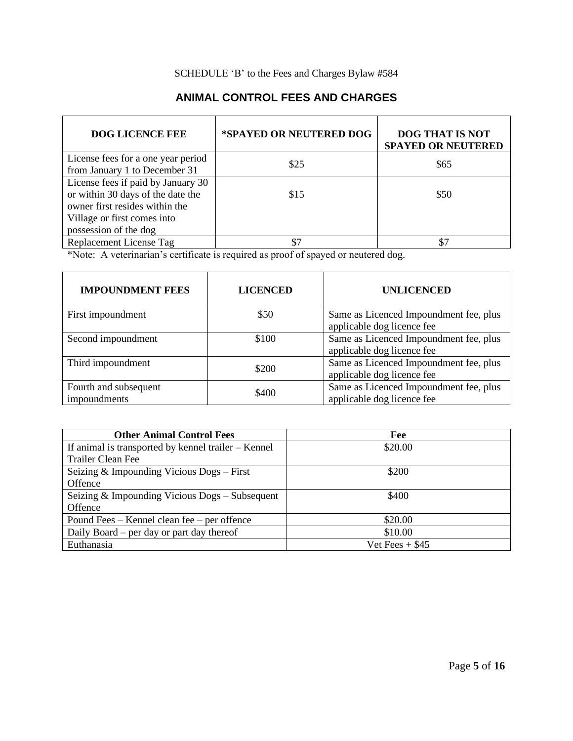SCHEDULE ‘B’ to the Fees and Charges Bylaw #584

## ANIMAL CONTROL FEES AND CHARGES

| DOG LICENCE FEE | *SPAYED OR NEUTERED DOG | DOG THAT IS NOT SPAYED OR NEUTERED |
|---|---|---|
| License fees for a one year period from January 1 to December 31 | $25 | $65 |
| License fees if paid by January 30 or within 30 days of the date the owner first resides within the Village or first comes into possession of the dog | $15 | $50 |
| Replacement License Tag | $7 | $7 |

*Note: A veterinarian’s certificate is required as proof of spayed or neutered dog.

| IMPOUNDMENT FEES | LICENCED | UNLICENCED |
|---|---|---|
| First impoundment | $50 | Same as Licenced Impoundment fee, plus applicable dog licence fee |
| Second impoundment | $100 | Same as Licenced Impoundment fee, plus applicable dog licence fee |
| Third impoundment | $200 | Same as Licenced Impoundment fee, plus applicable dog licence fee |
| Fourth and subsequent impoundments | $400 | Same as Licenced Impoundment fee, plus applicable dog licence fee |

| Other Animal Control Fees | Fee |
|---|---|
| If animal is transported by kennel trailer – Kennel Trailer Clean Fee | $20.00 |
| Seizing & Impounding Vicious Dogs – First Offence | $200 |
| Seizing & Impounding Vicious Dogs – Subsequent Offence | $400 |
| Pound Fees – Kennel clean fee – per offence | $20.00 |
| Daily Board – per day or part day thereof | $10.00 |
| Euthanasia | Vet Fees + $45 |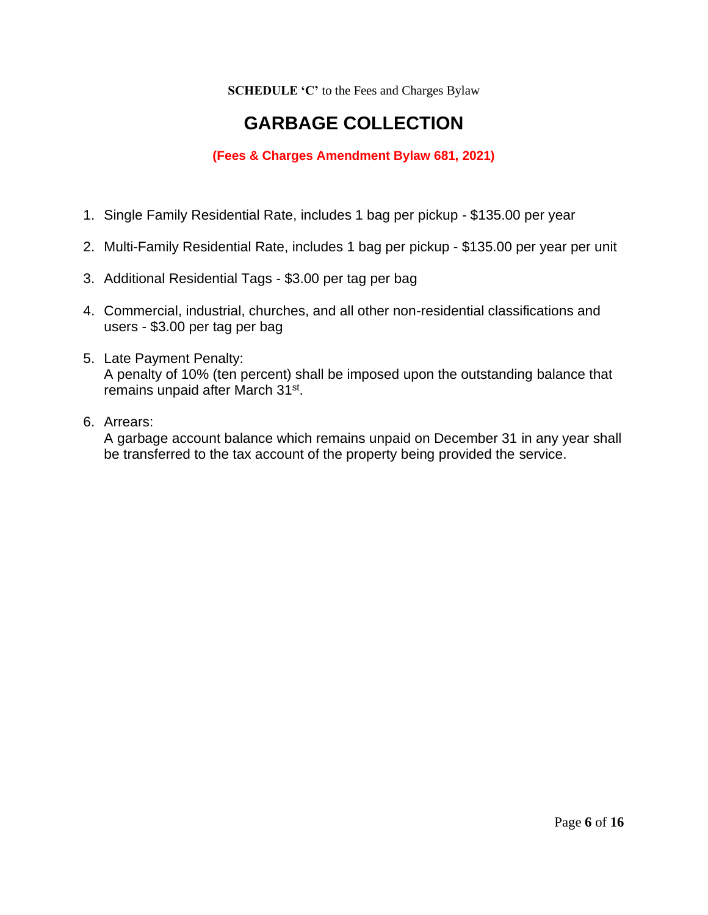**SCHEDULE 'C'** to the Fees and Charges Bylaw

# GARBAGE COLLECTION

**(Fees & Charges Amendment Bylaw 681, 2021)**

1. Single Family Residential Rate, includes 1 bag per pickup - $135.00 per year
2. Multi-Family Residential Rate, includes 1 bag per pickup - $135.00 per year per unit
3. Additional Residential Tags - $3.00 per tag per bag
4. Commercial, industrial, churches, and all other non-residential classifications and users - $3.00 per tag per bag
5. Late Payment Penalty:
   A penalty of 10% (ten percent) shall be imposed upon the outstanding balance that remains unpaid after March 31st.
6. Arrears:
   A garbage account balance which remains unpaid on December 31 in any year shall be transferred to the tax account of the property being provided the service.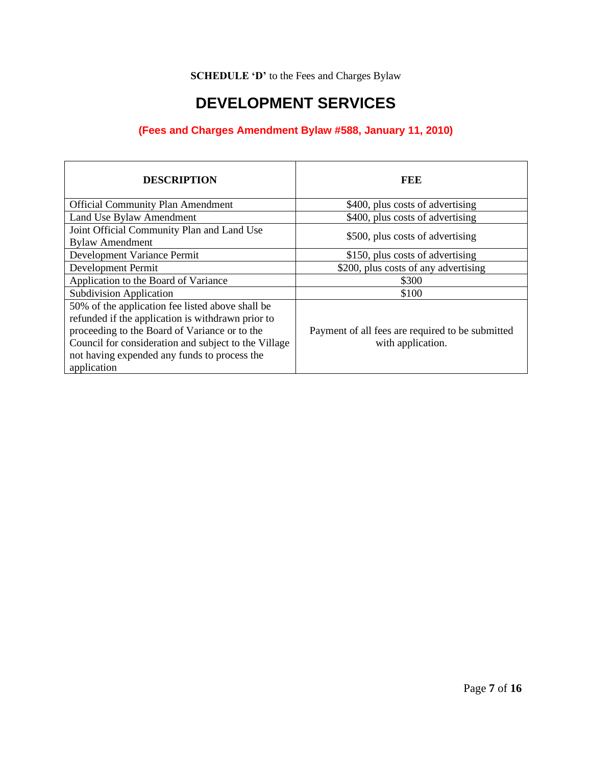**SCHEDULE 'D'** to the Fees and Charges Bylaw

# DEVELOPMENT SERVICES

**(Fees and Charges Amendment Bylaw #588, January 11, 2010)**

| DESCRIPTION | FEE |
|---|---|
| Official Community Plan Amendment | $400, plus costs of advertising |
| Land Use Bylaw Amendment | $400, plus costs of advertising |
| Joint Official Community Plan and Land Use Bylaw Amendment | $500, plus costs of advertising |
| Development Variance Permit | $150, plus costs of advertising |
| Development Permit | $200, plus costs of any advertising |
| Application to the Board of Variance | $300 |
| Subdivision Application | $100 |
| 50% of the application fee listed above shall be refunded if the application is withdrawn prior to proceeding to the Board of Variance or to the Council for consideration and subject to the Village not having expended any funds to process the application | Payment of all fees are required to be submitted with application. |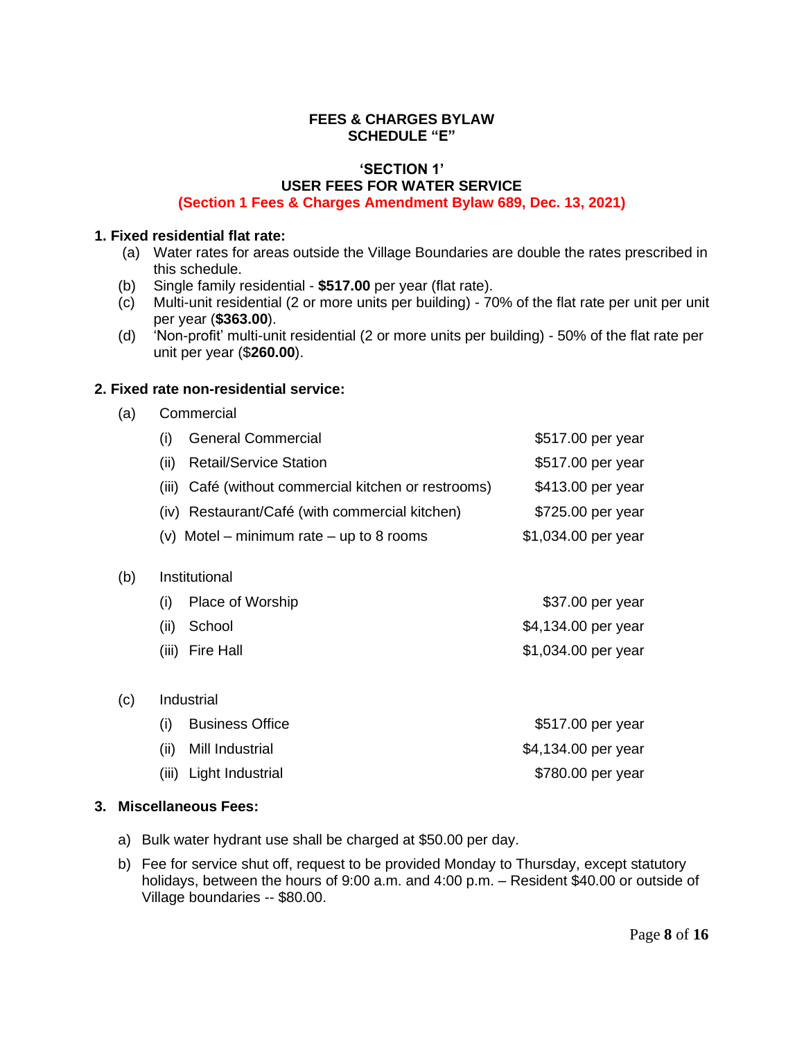**FEES & CHARGES BYLAW**
**SCHEDULE "E"**

**'SECTION 1'**
**USER FEES FOR WATER SERVICE**
**(Section 1 Fees & Charges Amendment Bylaw 689, Dec. 13, 2021)**

**1. Fixed residential flat rate:**

(a) Water rates for areas outside the Village Boundaries are double the rates prescribed in this schedule.
(b) Single family residential - **$517.00** per year (flat rate).
(c) Multi-unit residential (2 or more units per building) - 70% of the flat rate per unit per unit per year (**$363.00**).
(d) 'Non-profit' multi-unit residential (2 or more units per building) - 50% of the flat rate per unit per year ($**260.00**).

**2. Fixed rate non-residential service:**

(a) Commercial

| | |
|---|---|
| (i) General Commercial | $517.00 per year |
| (ii) Retail/Service Station | $517.00 per year |
| (iii) Café (without commercial kitchen or restrooms) | $413.00 per year |
| (iv) Restaurant/Café (with commercial kitchen) | $725.00 per year |
| (v) Motel – minimum rate – up to 8 rooms | $1,034.00 per year |

(b) Institutional

| | |
|---|---|
| (i) Place of Worship | $37.00 per year |
| (ii) School | $4,134.00 per year |
| (iii) Fire Hall | $1,034.00 per year |

(c) Industrial

| | |
|---|---|
| (i) Business Office | $517.00 per year |
| (ii) Mill Industrial | $4,134.00 per year |
| (iii) Light Industrial | $780.00 per year |

**3. Miscellaneous Fees:**

a) Bulk water hydrant use shall be charged at $50.00 per day.

b) Fee for service shut off, request to be provided Monday to Thursday, except statutory holidays, between the hours of 9:00 a.m. and 4:00 p.m. – Resident $40.00 or outside of Village boundaries -- $80.00.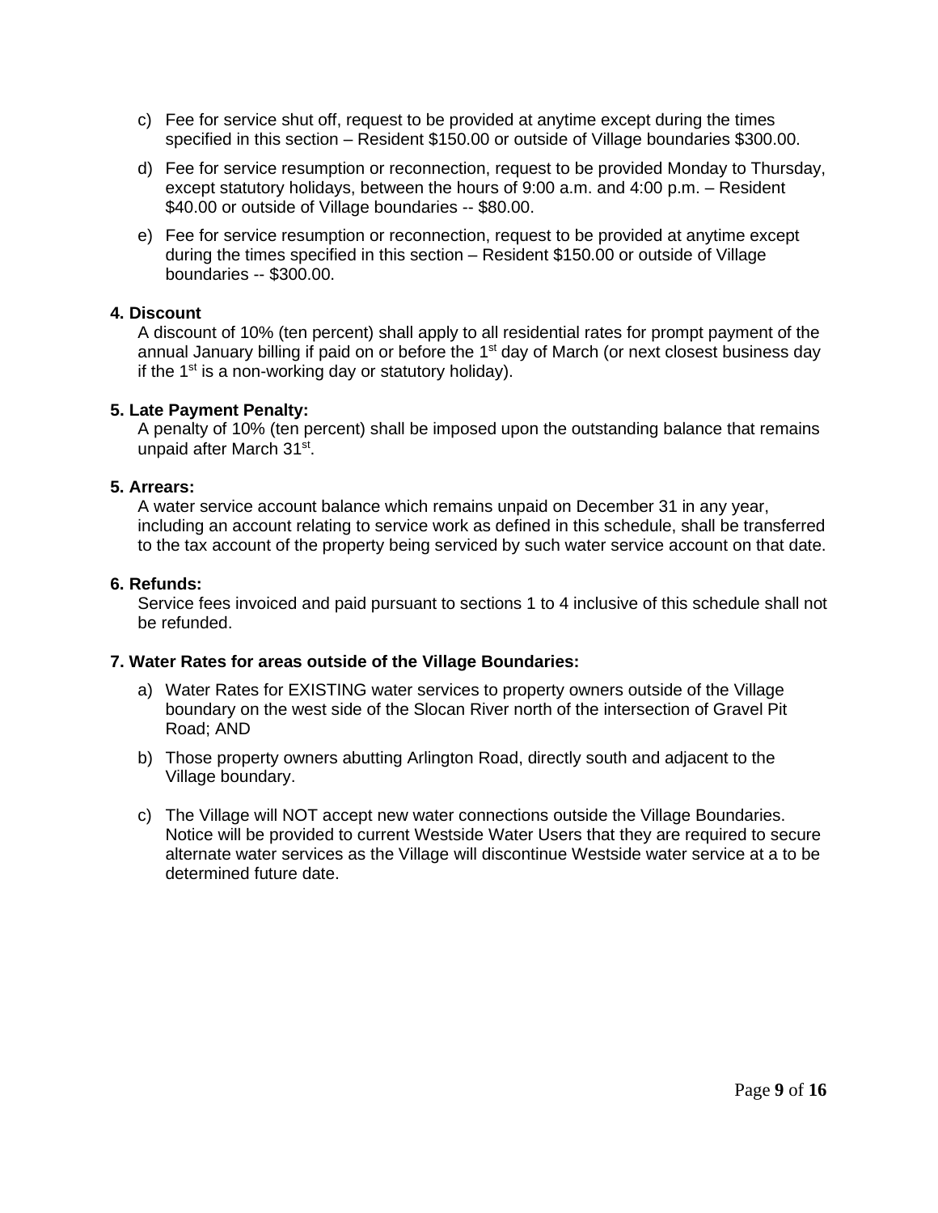c) Fee for service shut off, request to be provided at anytime except during the times specified in this section – Resident $150.00 or outside of Village boundaries $300.00.

d) Fee for service resumption or reconnection, request to be provided Monday to Thursday, except statutory holidays, between the hours of 9:00 a.m. and 4:00 p.m. – Resident $40.00 or outside of Village boundaries -- $80.00.

e) Fee for service resumption or reconnection, request to be provided at anytime except during the times specified in this section – Resident $150.00 or outside of Village boundaries -- $300.00.

**4. Discount**

A discount of 10% (ten percent) shall apply to all residential rates for prompt payment of the annual January billing if paid on or before the 1st day of March (or next closest business day if the 1st is a non-working day or statutory holiday).

**5. Late Payment Penalty:**

A penalty of 10% (ten percent) shall be imposed upon the outstanding balance that remains unpaid after March 31st.

**5. Arrears:**

A water service account balance which remains unpaid on December 31 in any year, including an account relating to service work as defined in this schedule, shall be transferred to the tax account of the property being serviced by such water service account on that date.

**6. Refunds:**

Service fees invoiced and paid pursuant to sections 1 to 4 inclusive of this schedule shall not be refunded.

**7. Water Rates for areas outside of the Village Boundaries:**

a) Water Rates for EXISTING water services to property owners outside of the Village boundary on the west side of the Slocan River north of the intersection of Gravel Pit Road; AND

b) Those property owners abutting Arlington Road, directly south and adjacent to the Village boundary.

c) The Village will NOT accept new water connections outside the Village Boundaries. Notice will be provided to current Westside Water Users that they are required to secure alternate water services as the Village will discontinue Westside water service at a to be determined future date.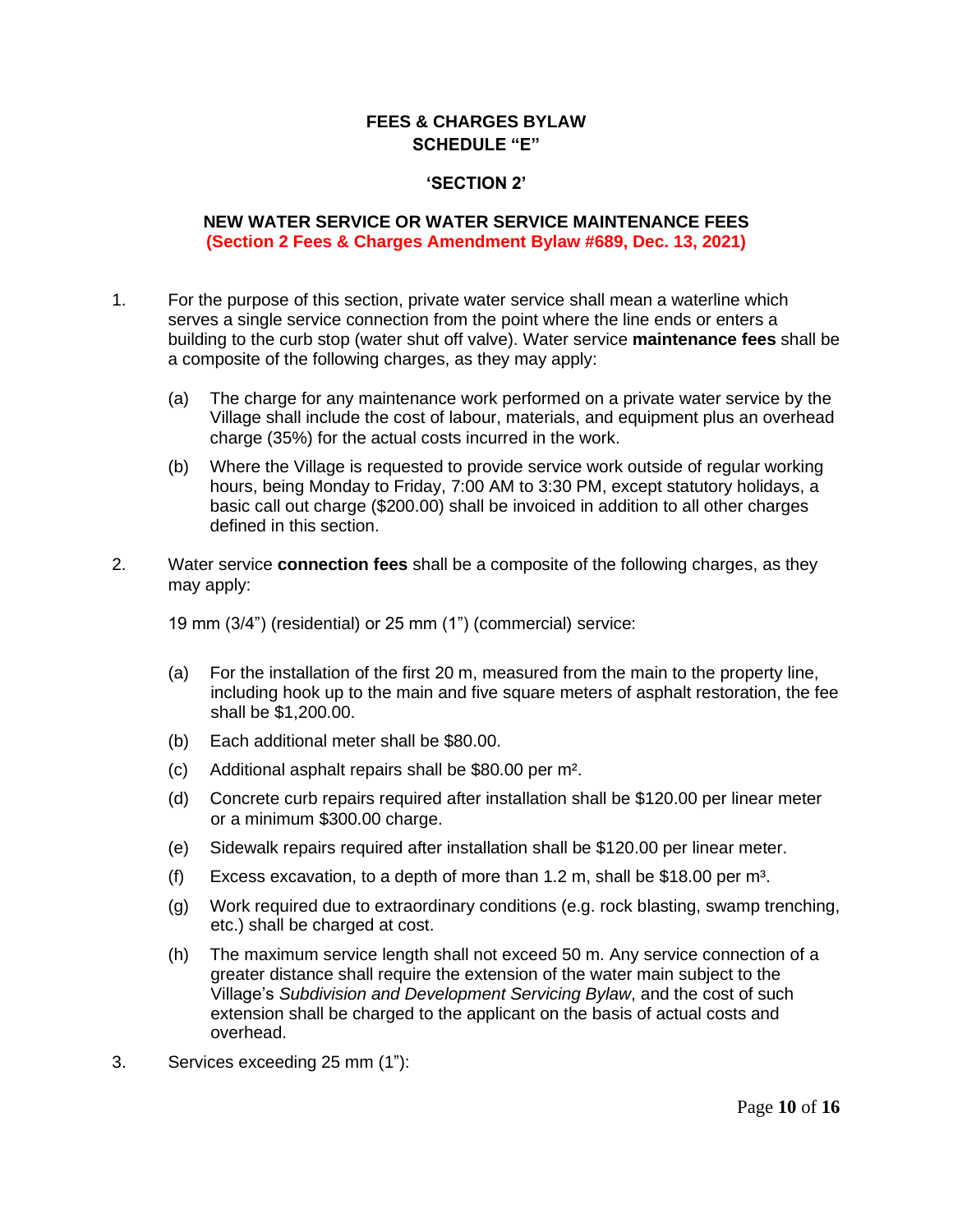## FEES & CHARGES BYLAW
## SCHEDULE "E"

### 'SECTION 2'

### NEW WATER SERVICE OR WATER SERVICE MAINTENANCE FEES
**(Section 2 Fees & Charges Amendment Bylaw #689, Dec. 13, 2021)**

1. For the purpose of this section, private water service shall mean a waterline which serves a single service connection from the point where the line ends or enters a building to the curb stop (water shut off valve). Water service **maintenance fees** shall be a composite of the following charges, as they may apply:

   (a) The charge for any maintenance work performed on a private water service by the Village shall include the cost of labour, materials, and equipment plus an overhead charge (35%) for the actual costs incurred in the work.

   (b) Where the Village is requested to provide service work outside of regular working hours, being Monday to Friday, 7:00 AM to 3:30 PM, except statutory holidays, a basic call out charge ($200.00) shall be invoiced in addition to all other charges defined in this section.

2. Water service **connection fees** shall be a composite of the following charges, as they may apply:

   19 mm (3/4") (residential) or 25 mm (1") (commercial) service:

   (a) For the installation of the first 20 m, measured from the main to the property line, including hook up to the main and five square meters of asphalt restoration, the fee shall be $1,200.00.

   (b) Each additional meter shall be $80.00.

   (c) Additional asphalt repairs shall be $80.00 per $m^2$.

   (d) Concrete curb repairs required after installation shall be $120.00 per linear meter or a minimum $300.00 charge.

   (e) Sidewalk repairs required after installation shall be $120.00 per linear meter.

   (f) Excess excavation, to a depth of more than 1.2 m, shall be $18.00 per $m^3$.

   (g) Work required due to extraordinary conditions (e.g. rock blasting, swamp trenching, etc.) shall be charged at cost.

   (h) The maximum service length shall not exceed 50 m. Any service connection of a greater distance shall require the extension of the water main subject to the Village's *Subdivision and Development Servicing Bylaw*, and the cost of such extension shall be charged to the applicant on the basis of actual costs and overhead.

3. Services exceeding 25 mm (1"):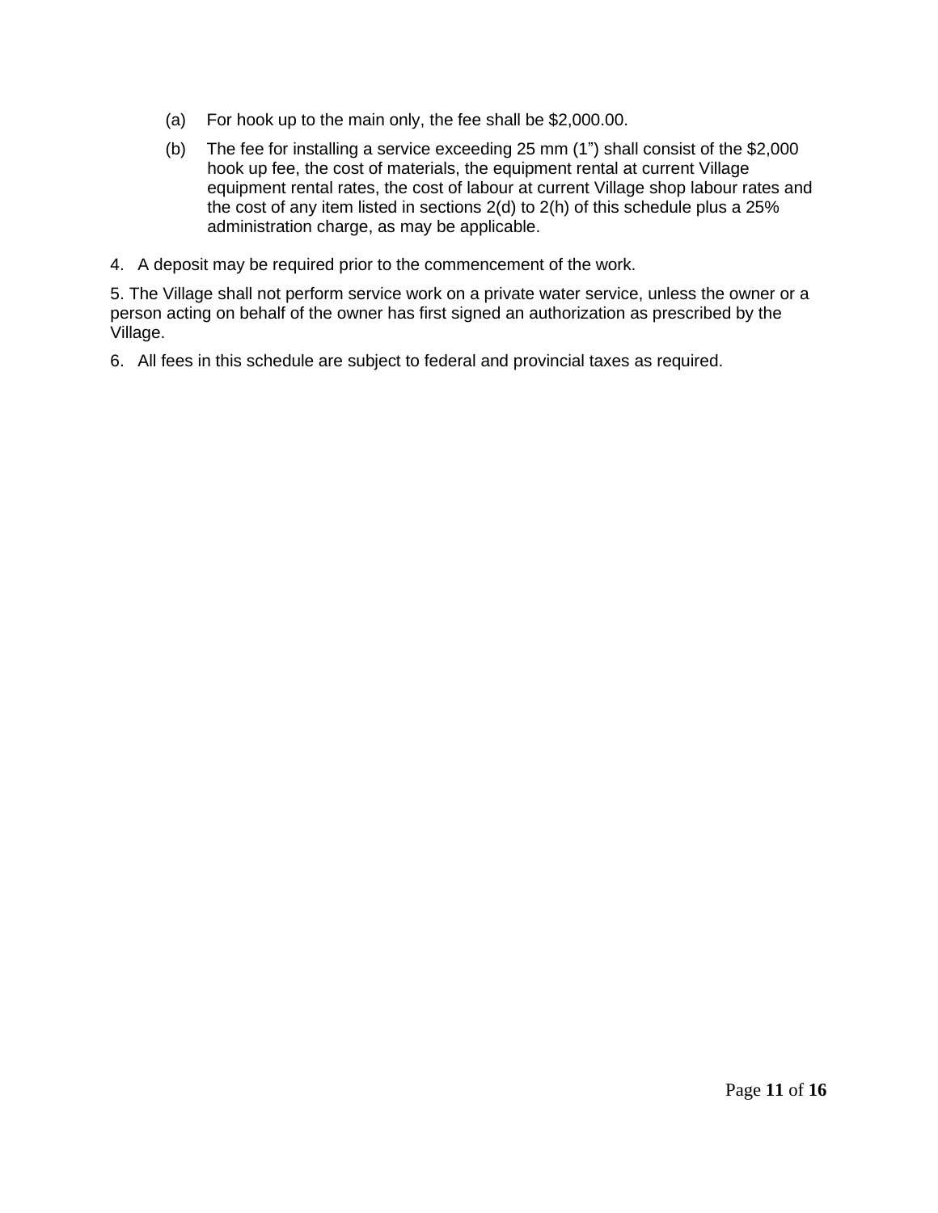(a) For hook up to the main only, the fee shall be $2,000.00.

(b) The fee for installing a service exceeding 25 mm (1”) shall consist of the $2,000 hook up fee, the cost of materials, the equipment rental at current Village equipment rental rates, the cost of labour at current Village shop labour rates and the cost of any item listed in sections 2(d) to 2(h) of this schedule plus a 25% administration charge, as may be applicable.

4. A deposit may be required prior to the commencement of the work.

5. The Village shall not perform service work on a private water service, unless the owner or a person acting on behalf of the owner has first signed an authorization as prescribed by the Village.

6. All fees in this schedule are subject to federal and provincial taxes as required.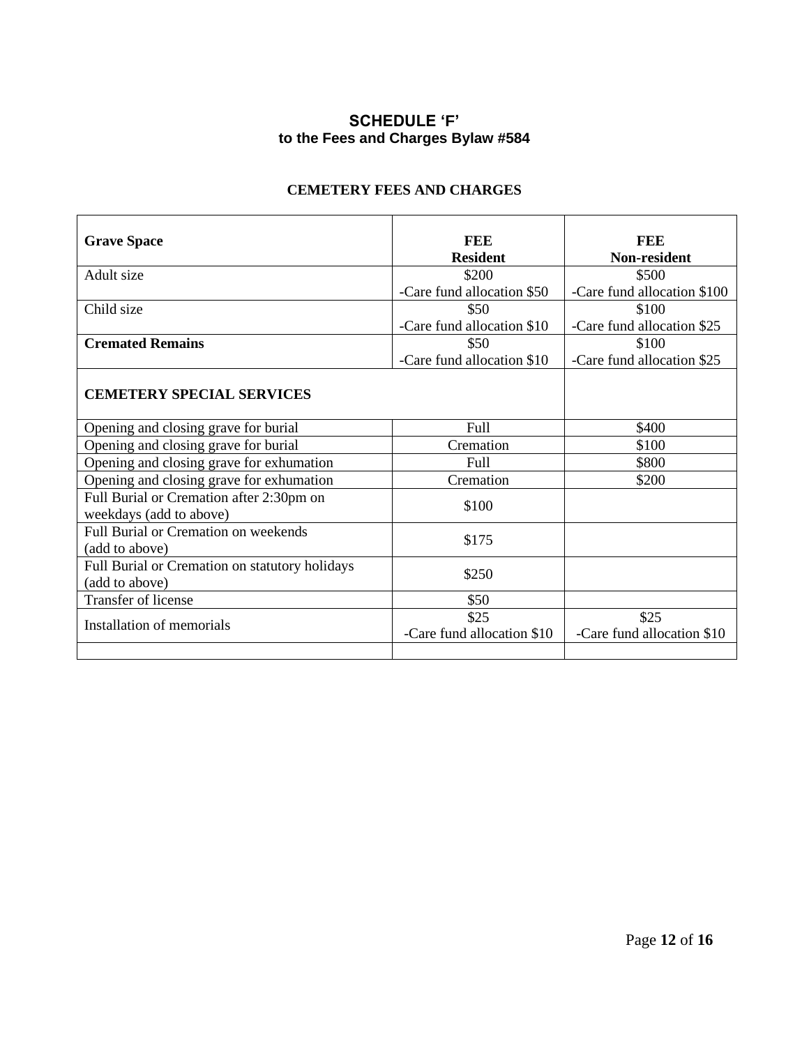## SCHEDULE 'F'
### to the Fees and Charges Bylaw #584

**CEMETERY FEES AND CHARGES**

| **Grave Space** | **FEE Resident** | **FEE Non-resident** |
|---|---|---|
| Adult size | $200 -Care fund allocation $50 | $500 -Care fund allocation $100 |
| Child size | $50 -Care fund allocation $10 | $100 -Care fund allocation $25 |
| **Cremated Remains** | $50 -Care fund allocation $10 | $100 -Care fund allocation $25 |
| **CEMETERY SPECIAL SERVICES** | | |
| Opening and closing grave for burial | Full | $400 |
| Opening and closing grave for burial | Cremation | $100 |
| Opening and closing grave for exhumation | Full | $800 |
| Opening and closing grave for exhumation | Cremation | $200 |
| Full Burial or Cremation after 2:30pm on weekdays (add to above) | $100 | |
| Full Burial or Cremation on weekends (add to above) | $175 | |
| Full Burial or Cremation on statutory holidays (add to above) | $250 | |
| Transfer of license | $50 | |
| Installation of memorials | $25 -Care fund allocation $10 | $25 -Care fund allocation $10 |
| | | |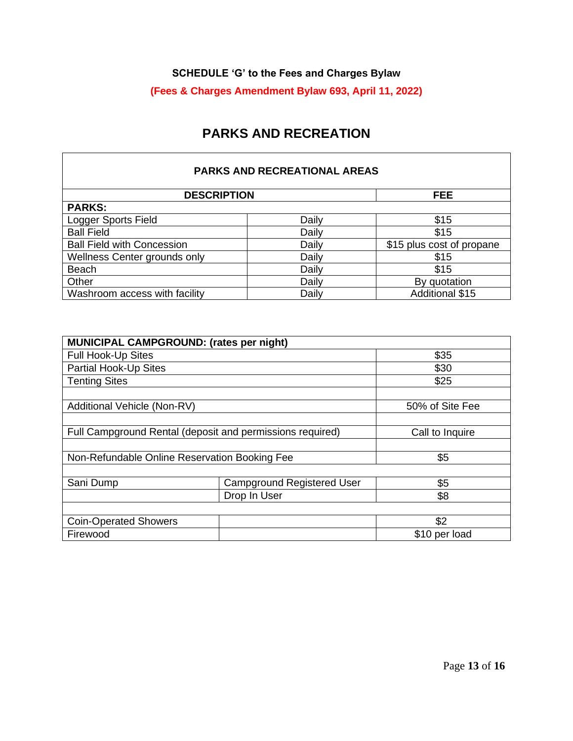**SCHEDULE 'G' to the Fees and Charges Bylaw**

**(Fees & Charges Amendment Bylaw 693, April 11, 2022)**

# PARKS AND RECREATION

| PARKS AND RECREATIONAL AREAS | | |
|---|---|---|
| **DESCRIPTION** | | **FEE** |
| **PARKS:** | | |
| Logger Sports Field | Daily | $15 |
| Ball Field | Daily | $15 |
| Ball Field with Concession | Daily | $15 plus cost of propane |
| Wellness Center grounds only | Daily | $15 |
| Beach | Daily | $15 |
| Other | Daily | By quotation |
| Washroom access with facility | Daily | Additional $15 |

| **MUNICIPAL CAMPGROUND: (rates per night)** | | |
|---|---|---|
| Full Hook-Up Sites | | $35 |
| Partial Hook-Up Sites | | $30 |
| Tenting Sites | | $25 |
| | | |
| Additional Vehicle (Non-RV) | | 50% of Site Fee |
| | | |
| Full Campground Rental (deposit and permissions required) | | Call to Inquire |
| | | |
| Non-Refundable Online Reservation Booking Fee | | $5 |
| | | |
| Sani Dump | Campground Registered User | $5 |
| | Drop In User | $8 |
| | | |
| Coin-Operated Showers | | $2 |
| Firewood | | $10 per load |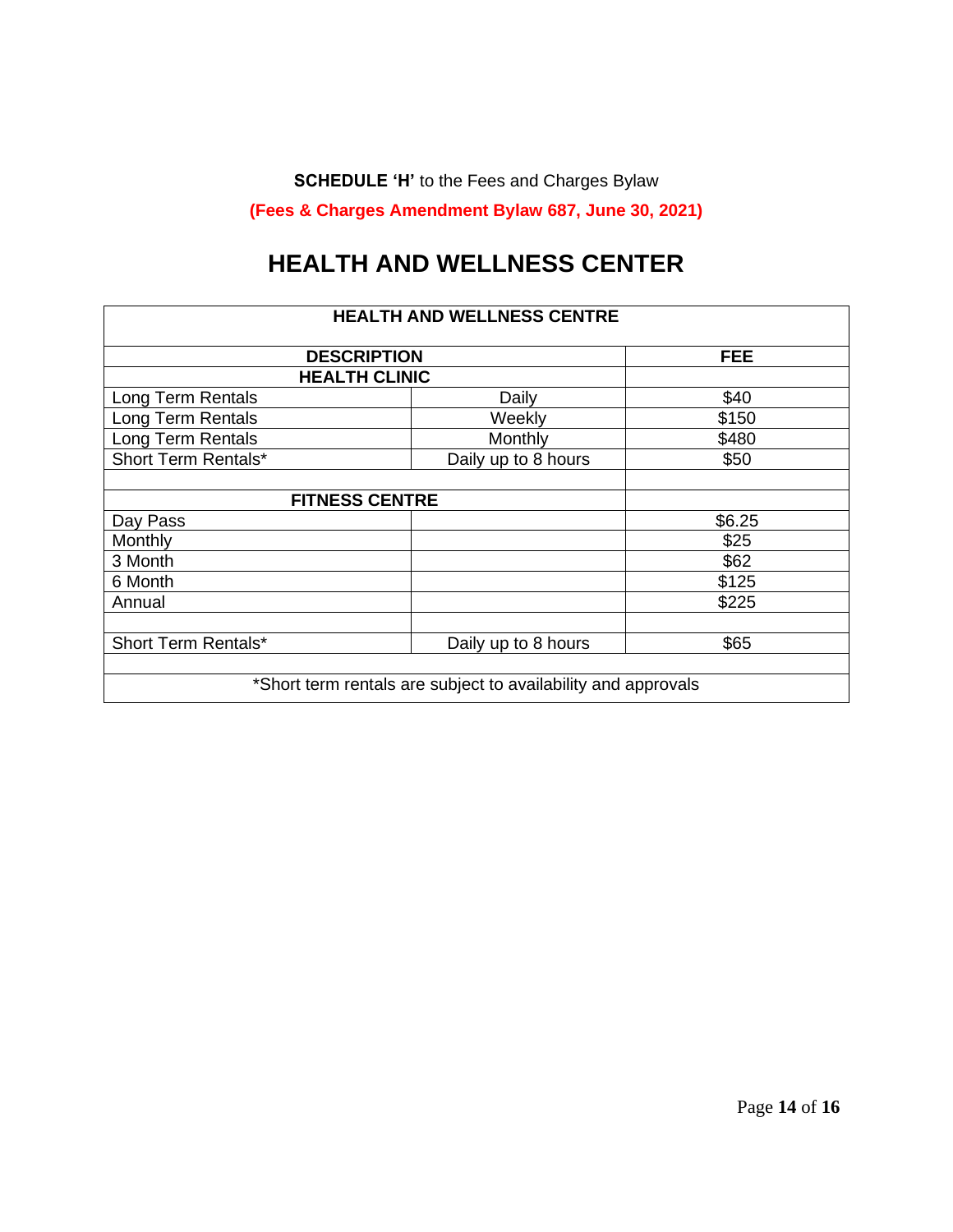**SCHEDULE 'H'** to the Fees and Charges Bylaw

**(Fees & Charges Amendment Bylaw 687, June 30, 2021)**

# HEALTH AND WELLNESS CENTER

| HEALTH AND WELLNESS CENTRE | | |
|---|---|---|
| **DESCRIPTION** | | **FEE** |
| **HEALTH CLINIC** | | |
| Long Term Rentals | Daily | $40 |
| Long Term Rentals | Weekly | $150 |
| Long Term Rentals | Monthly | $480 |
| Short Term Rentals* | Daily up to 8 hours | $50 |
| | | |
| **FITNESS CENTRE** | | |
| Day Pass | | $6.25 |
| Monthly | | $25 |
| 3 Month | | $62 |
| 6 Month | | $125 |
| Annual | | $225 |
| | | |
| Short Term Rentals* | Daily up to 8 hours | $65 |
| | | |
| *Short term rentals are subject to availability and approvals | | |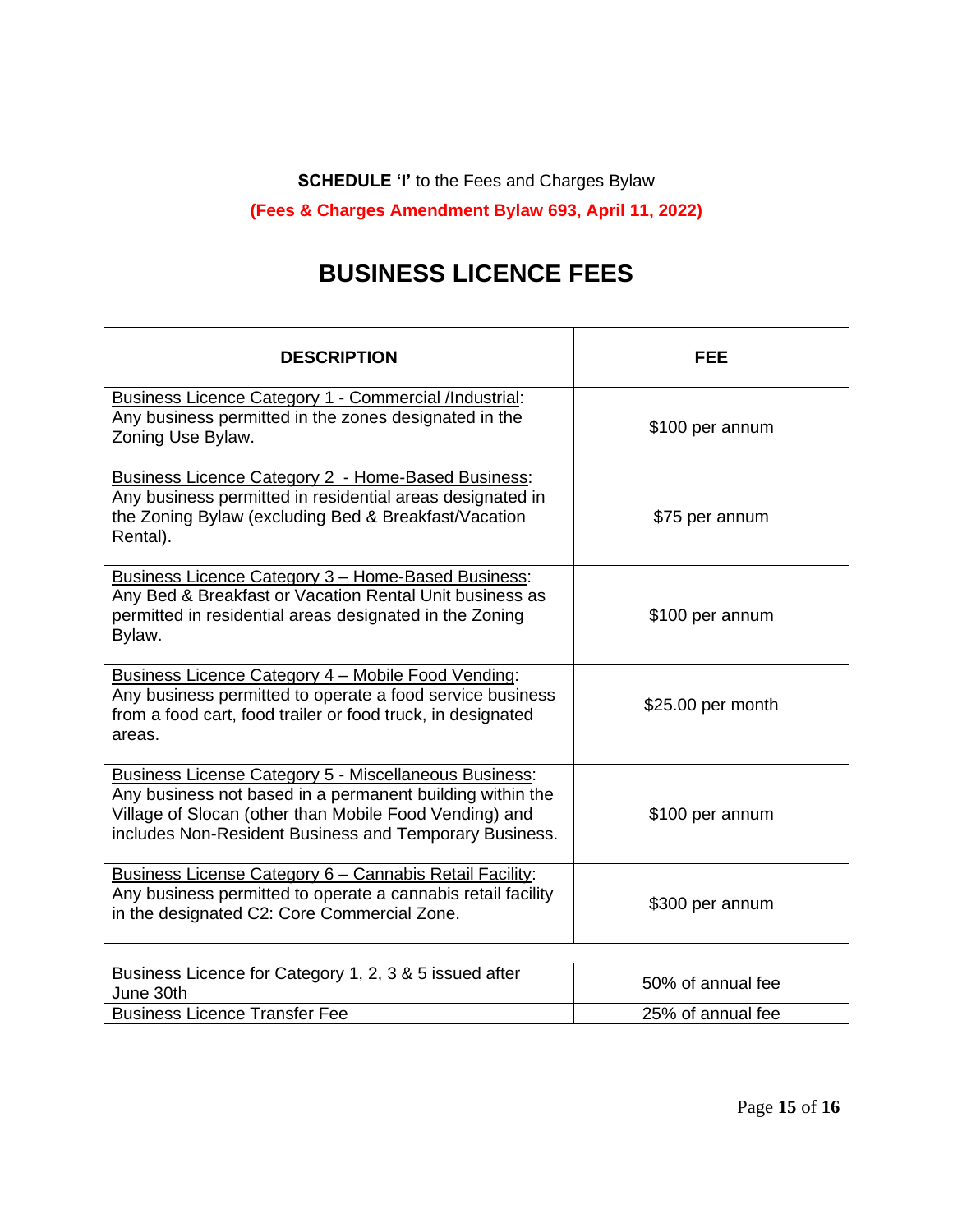**SCHEDULE 'I'** to the Fees and Charges Bylaw

**(Fees & Charges Amendment Bylaw 693, April 11, 2022)**

# BUSINESS LICENCE FEES

| DESCRIPTION | FEE |
|---|---|
| Business Licence Category 1 - Commercial /Industrial: Any business permitted in the zones designated in the Zoning Use Bylaw. | $100 per annum |
| Business Licence Category 2 - Home-Based Business: Any business permitted in residential areas designated in the Zoning Bylaw (excluding Bed & Breakfast/Vacation Rental). | $75 per annum |
| Business Licence Category 3 – Home-Based Business: Any Bed & Breakfast or Vacation Rental Unit business as permitted in residential areas designated in the Zoning Bylaw. | $100 per annum |
| Business Licence Category 4 – Mobile Food Vending: Any business permitted to operate a food service business from a food cart, food trailer or food truck, in designated areas. | $25.00 per month |
| Business License Category 5 - Miscellaneous Business: Any business not based in a permanent building within the Village of Slocan (other than Mobile Food Vending) and includes Non-Resident Business and Temporary Business. | $100 per annum |
| Business License Category 6 – Cannabis Retail Facility: Any business permitted to operate a cannabis retail facility in the designated C2: Core Commercial Zone. | $300 per annum |
| | |
| Business Licence for Category 1, 2, 3 & 5 issued after June 30th | 50% of annual fee |
| Business Licence Transfer Fee | 25% of annual fee |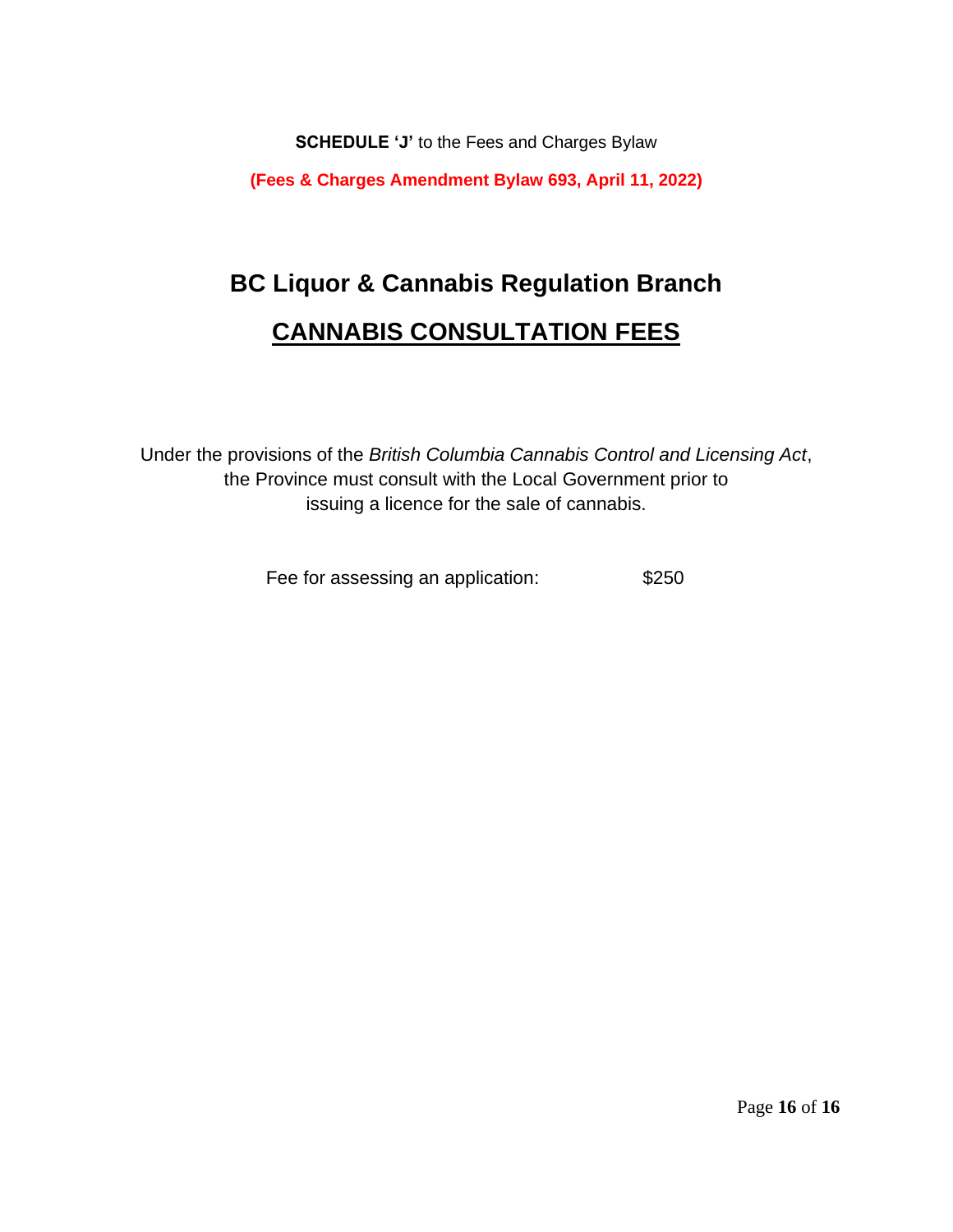**SCHEDULE 'J'** to the Fees and Charges Bylaw

**(Fees & Charges Amendment Bylaw 693, April 11, 2022)**

# BC Liquor & Cannabis Regulation Branch

## CANNABIS CONSULTATION FEES

Under the provisions of the *British Columbia Cannabis Control and Licensing Act*, the Province must consult with the Local Government prior to issuing a licence for the sale of cannabis.

Fee for assessing an application: $250